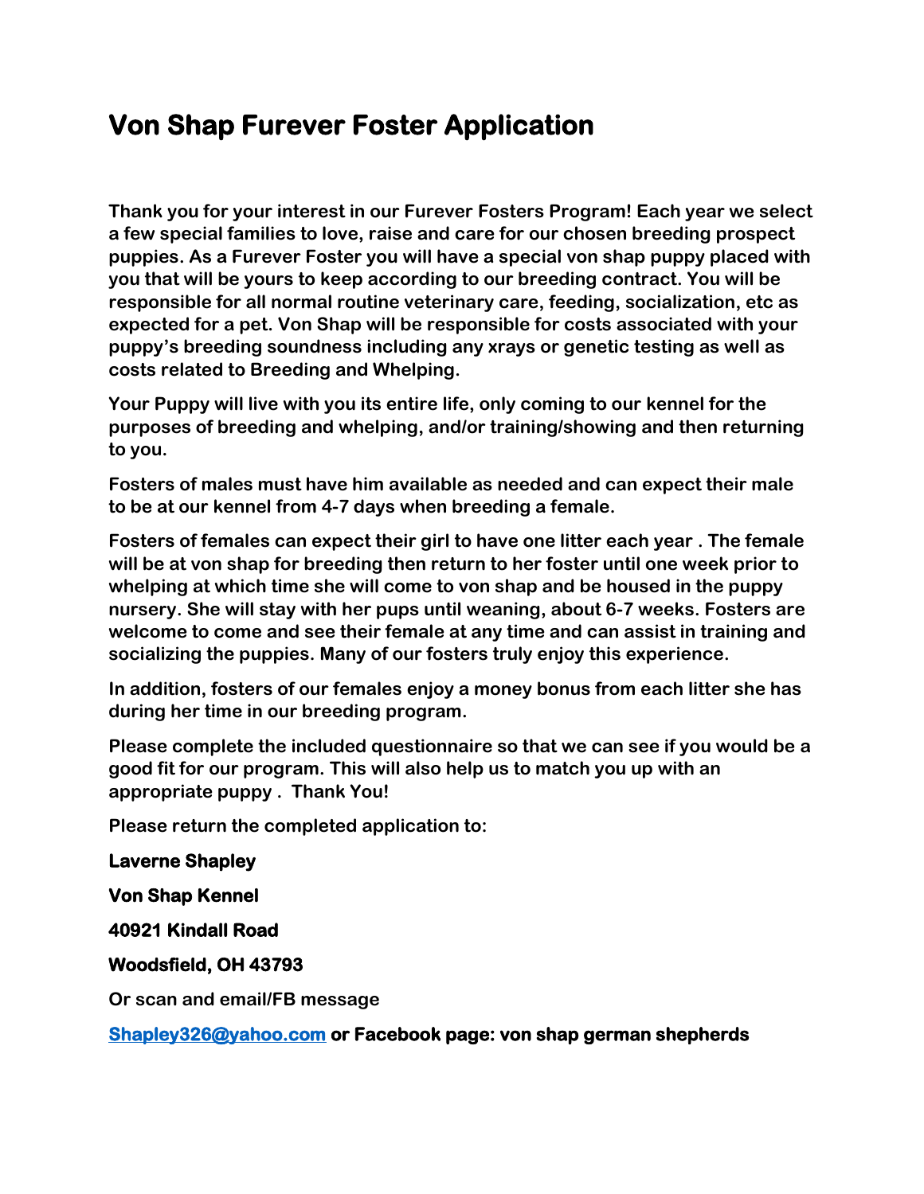# Von Shap Furever Foster Application

**Thank you for your interest in our Furever Fosters Program! Each year we select a few special families to love, raise and care for our chosen breeding prospect puppies. As a Furever Foster you will have a special von shap puppy placed with you that will be yours to keep according to our breeding contract. You will be responsible for all normal routine veterinary care, feeding, socialization, etc as expected for a pet. Von Shap will be responsible for costs associated with your puppy's breeding soundness including any xrays or genetic testing as well as costs related to Breeding and Whelping.**

**Your Puppy will live with you its entire life, only coming to our kennel for the purposes of breeding and whelping, and/or training/showing and then returning to you.**

**Fosters of males must have him available as needed and can expect their male to be at our kennel from 4-7 days when breeding a female.**

**Fosters of females can expect their girl to have one litter each year . The female will be at von shap for breeding then return to her foster until one week prior to whelping at which time she will come to von shap and be housed in the puppy nursery. She will stay with her pups until weaning, about 6-7 weeks. Fosters are welcome to come and see their female at any time and can assist in training and socializing the puppies. Many of our fosters truly enjoy this experience.**

**In addition, fosters of our females enjoy a money bonus from each litter she has during her time in our breeding program.**

**Please complete the included questionnaire so that we can see if you would be a good fit for our program. This will also help us to match you up with an appropriate puppy . Thank You!**

**Please return the completed application to:**

**Laverne Shapley**

**Von Shap Kennel**

**40921 Kindall Road**

**Woodsfield, OH 43793**

**Or scan and email/FB message**

**[Shapley326@yahoo.com](mailto:Shapley326@yahoo.com) or Facebook page: von shap german shepherds**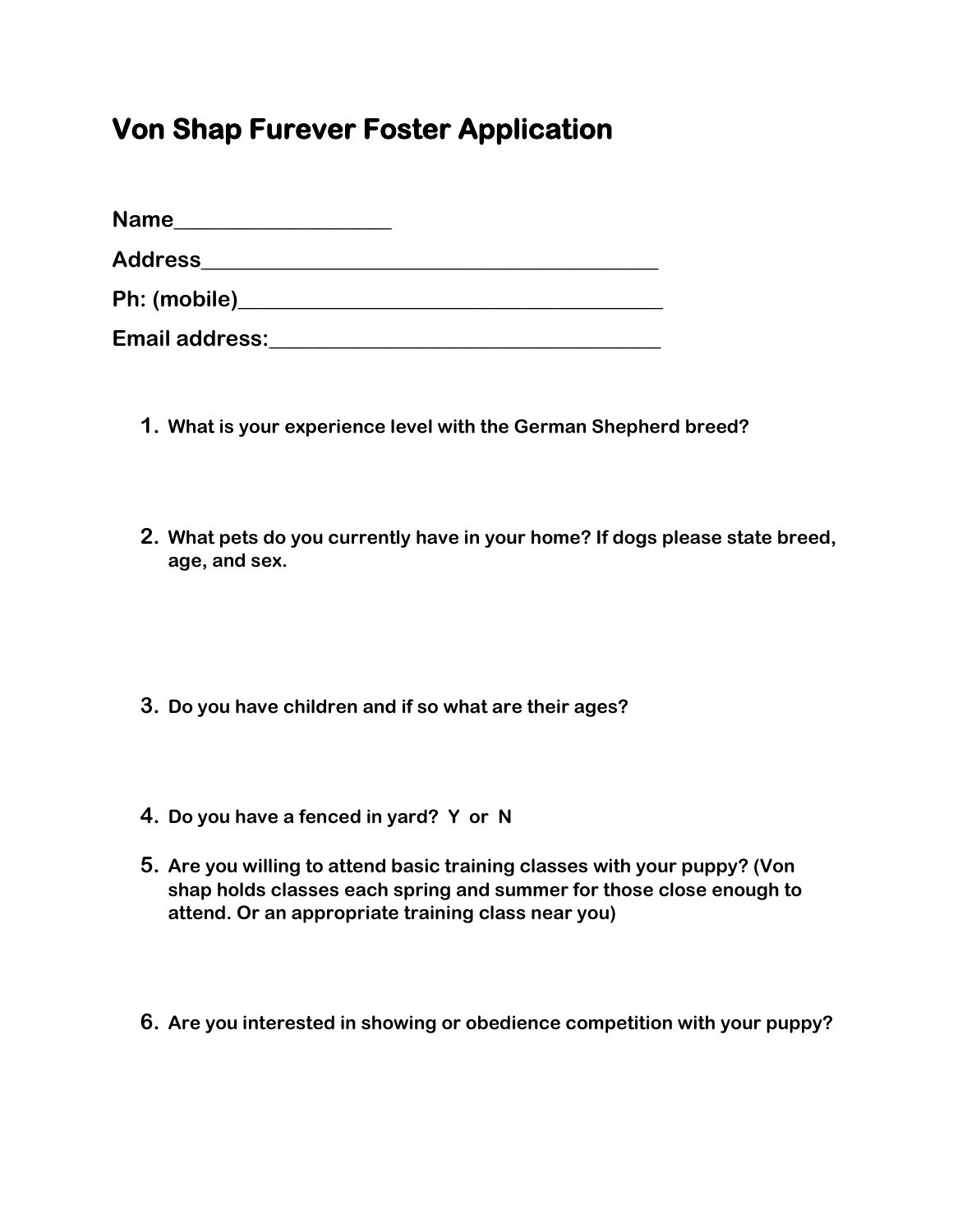# Von Shap Furever Foster Application

**Name**___________________

**Address**_________________________________________

**Ph: (mobile)**______________________________________

**Email address:**___________________________________

1. **What is your experience level with the German Shepherd breed?**

2. **What pets do you currently have in your home? If dogs please state breed, age, and sex.**

3. **Do you have children and if so what are their ages?**

4. **Do you have a fenced in yard? Y or N**

5. **Are you willing to attend basic training classes with your puppy? (Von shap holds classes each spring and summer for those close enough to attend. Or an appropriate training class near you)**

6. **Are you interested in showing or obedience competition with your puppy?**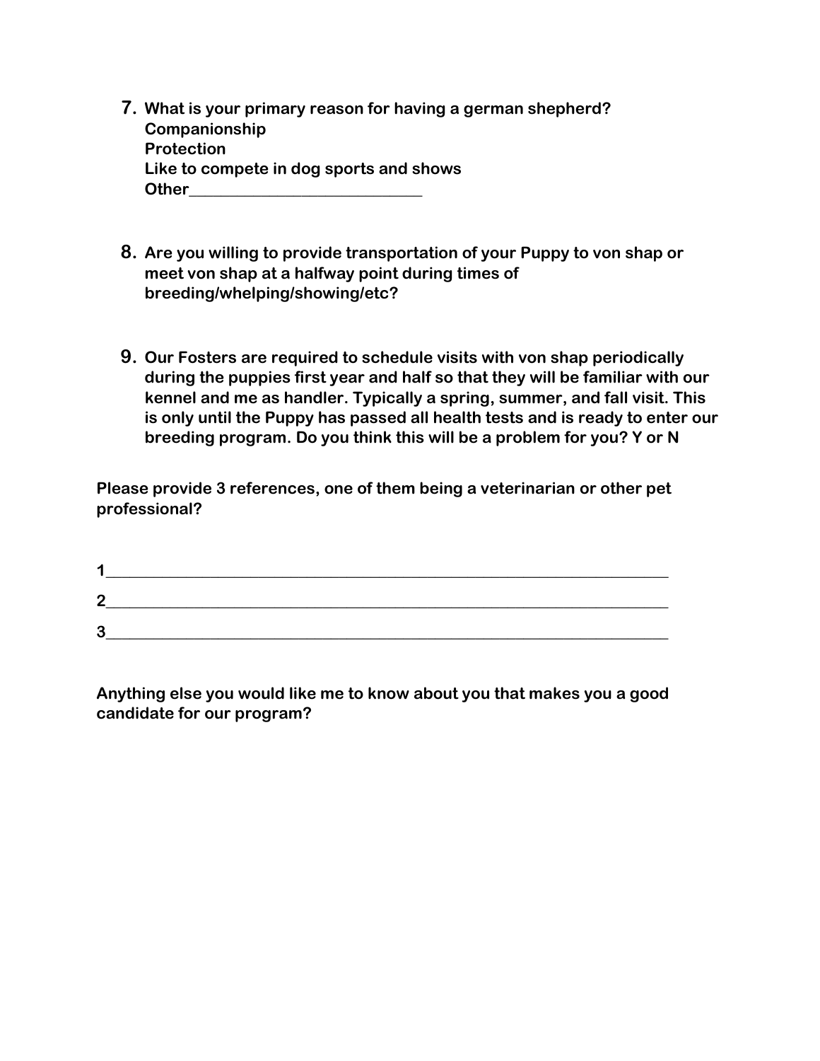7. **What is your primary reason for having a german shepherd?**
   **Companionship**
   **Protection**
   **Like to compete in dog sports and shows**
   **Other____________________________**

8. **Are you willing to provide transportation of your Puppy to von shap or meet von shap at a halfway point during times of breeding/whelping/showing/etc?**

9. **Our Fosters are required to schedule visits with von shap periodically during the puppies first year and half so that they will be familiar with our kennel and me as handler. Typically a spring, summer, and fall visit. This is only until the Puppy has passed all health tests and is ready to enter our breeding program. Do you think this will be a problem for you? Y or N**

**Please provide 3 references, one of them being a veterinarian or other pet professional?**

**1_______________________________________________________________________**

**2_______________________________________________________________________**

**3_______________________________________________________________________**

**Anything else you would like me to know about you that makes you a good candidate for our program?**